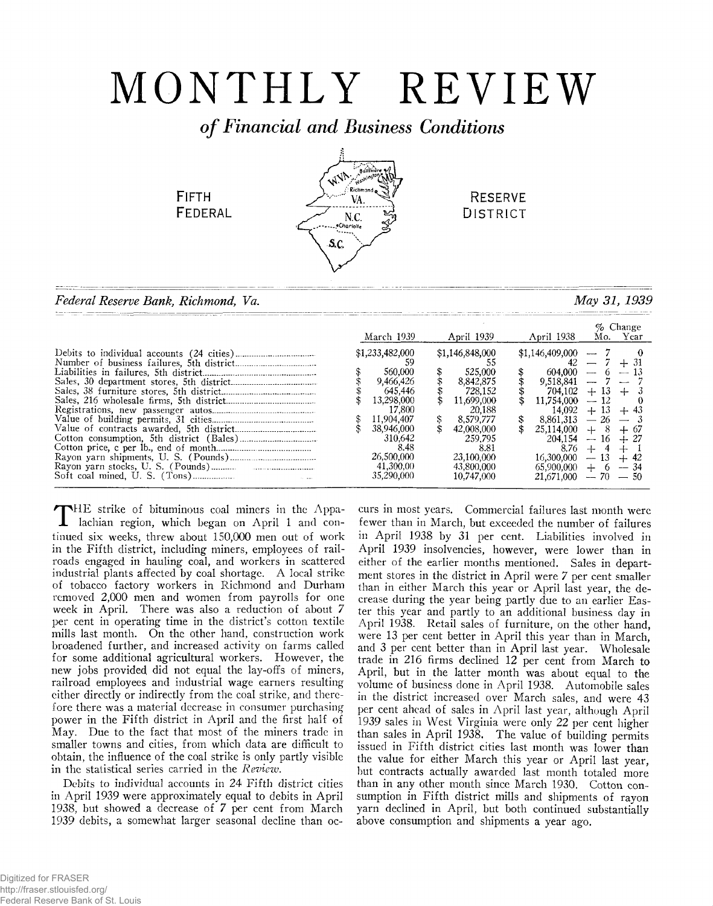# MONTHLY REVIEW

## *of Financial and Business Conditions*

FIFTH FEDERAL RESERVE DISTRICT

*Federal Reserve Bank, Richmond, Va.* *May 31, 1939*

| | March 1939 | April 1939 | April 1938 | % Change Mo. | % Change Year |
|---|---|---|---|---|---|
| Debits to individual accounts (24 cities) | $1,233,482,000 | $1,146,848,000 | $1,146,409,000 | — 7 | 0 |
| Number of business failures, 5th district | 59 | 55 | 42 | — 7 | + 31 |
| Liabilities in failures, 5th district | $ 560,000 | $ 525,000 | $ 604,000 | — 6 | — 13 |
| Sales, 30 department stores, 5th district | $ 9,466,426 | $ 8,842,875 | $ 9,518,841 | — 7 | — 7 |
| Sales, 38 furniture stores, 5th district | $ 645,446 | $ 728,152 | $ 704,102 | + 13 | + 3 |
| Sales, 216 wholesale firms, 5th district | $ 13,298,000 | $ 11,699,000 | $ 11,754,000 | — 12 | 0 |
| Registrations, new passenger autos | 17,800 | 20,188 | 14,092 | + 13 | + 43 |
| Value of building permits, 31 cities | $ 11,904,407 | $ 8,579,777 | $ 8,861,313 | — 26 | — 3 |
| Value of contracts awarded, 5th district | $ 38,946,000 | $ 42,008,000 | $ 25,114,000 | + 8 | + 67 |
| Cotton consumption, 5th district (Bales) | 310,642 | 259,795 | 204,154 | — 16 | + 27 |
| Cotton price, c per lb., end of month | 8.48 | 8.81 | 8.76 | + 4 | + 1 |
| Rayon yarn shipments, U. S. (Pounds) | 26,500,000 | 23,100,000 | 16,300,000 | — 13 | + 42 |
| Rayon yarn stocks, U. S. (Pounds) | 41,300,000 | 43,800,000 | 65,900,000 | + 6 | — 34 |
| Soft coal mined, U. S. (Tons) | 35,290,000 | 10,747,000 | 21,671,000 | — 70 | — 50 |

THE strike of bituminous coal miners in the Appalachian region, which began on April 1 and continued six weeks, threw about 150,000 men out of work in the Fifth district, including miners, employees of railroads engaged in hauling coal, and workers in scattered industrial plants affected by coal shortage. A local strike of tobacco factory workers in Richmond and Durham removed 2,000 men and women from payrolls for one week in April. There was also a reduction of about 7 per cent in operating time in the district's cotton textile mills last month. On the other hand, construction work broadened further, and increased activity on farms called for some additional agricultural workers. However, the new jobs provided did not equal the lay-offs of miners, railroad employees and industrial wage earners resulting either directly or indirectly from the coal strike, and therefore there was a material decrease in consumer purchasing power in the Fifth district in April and the first half of May. Due to the fact that most of the miners trade in smaller towns and cities, from which data are difficult to obtain, the influence of the coal strike is only partly visible in the statistical series carried in the *Review*.

Debits to individual accounts in 24 Fifth district cities in April 1939 were approximately equal to debits in April 1938, but showed a decrease of 7 per cent from March 1939 debits, a somewhat larger seasonal decline than occurs in most years. Commercial failures last month were fewer than in March, but exceeded the number of failures in April 1938 by 31 per cent. Liabilities involved in April 1939 insolvencies, however, were lower than in either of the earlier months mentioned. Sales in department stores in the district in April were 7 per cent smaller than in either March this year or April last year, the decrease during the year being partly due to an earlier Easter this year and partly to an additional business day in April 1938. Retail sales of furniture, on the other hand, were 13 per cent better in April this year than in March, and 3 per cent better than in April last year. Wholesale trade in 216 firms declined 12 per cent from March to April, but in the latter month was about equal to the volume of business done in April 1938. Automobile sales in the district increased over March sales, and were 43 per cent ahead of sales in April last year, although April 1939 sales in West Virginia were only 22 per cent higher than sales in April 1938. The value of building permits issued in Fifth district cities last month was lower than the value for either March this year or April last year, but contracts actually awarded last month totaled more than in any other month since March 1930. Cotton consumption in Fifth district mills and shipments of rayon yarn declined in April, but both continued substantially above consumption and shipments a year ago.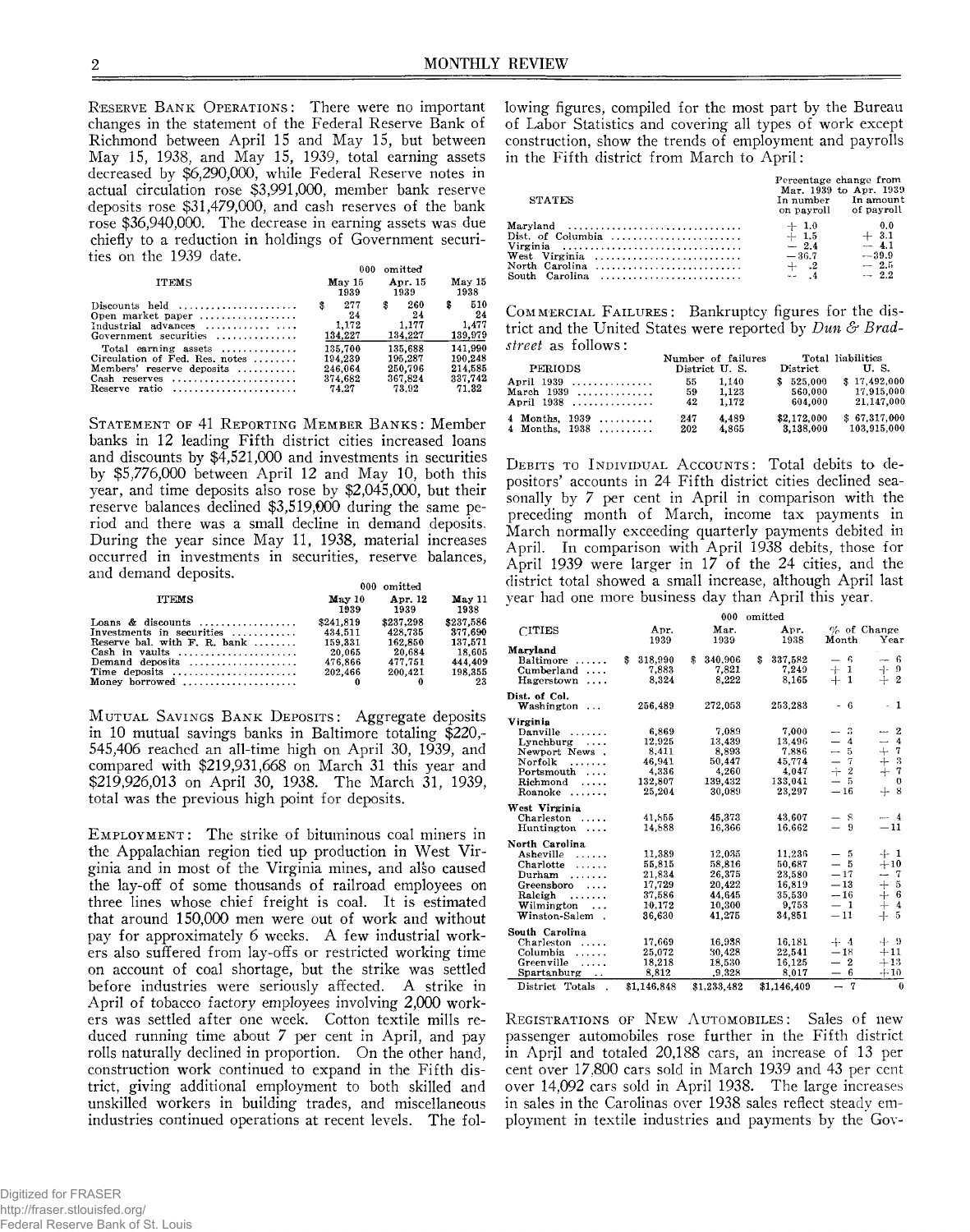**Reserve Bank Operations:** There were no important changes in the statement of the Federal Reserve Bank of Richmond between April 15 and May 15, but between May 15, 1938, and May 15, 1939, total earning assets decreased by $6,290,000, while Federal Reserve notes in actual circulation rose $3,991,000, member bank reserve deposits rose $31,479,000, and cash reserves of the bank rose $36,940,000. The decrease in earning assets was due chiefly to a reduction in holdings of Government securities on the 1939 date.

| ITEMS | May 15 1939 | Apr. 15 1939 | May 15 1938 |
|---|---|---|---|
| | 000 omitted | | |
| Discounts held | $ 277 | $ 260 | $ 510 |
| Open market paper | 24 | 24 | 24 |
| Industrial advances | 1,172 | 1,177 | 1,477 |
| Government securities | 134,227 | 134,227 | 139,979 |
| Total earning assets | 135,700 | 135,688 | 141,990 |
| Circulation of Fed. Res. notes | 194,239 | 195,287 | 190,248 |
| Members' reserve deposits | 246,064 | 250,796 | 214,585 |
| Cash reserves | 374,682 | 367,824 | 337,742 |
| Reserve ratio | 74.27 | 73.92 | 71.82 |

**Statement of 41 Reporting Member Banks:** Member banks in 12 leading Fifth district cities increased loans and discounts by $4,521,000 and investments in securities by $5,776,000 between April 12 and May 10, both this year, and time deposits also rose by $2,045,000, but their reserve balances declined $3,519,000 during the same period and there was a small decline in demand deposits. During the year since May 11, 1938, material increases occurred in investments in securities, reserve balances, and demand deposits.

| ITEMS | May 10 1939 | Apr. 12 1939 | May 11 1938 |
|---|---|---|---|
| | 000 omitted | | |
| Loans & discounts | $241,819 | $237,298 | $237,586 |
| Investments in securities | 434,511 | 428,735 | 377,690 |
| Reserve bal. with F. R. bank | 159,331 | 162,850 | 137,571 |
| Cash in vaults | 20,065 | 20,684 | 18,605 |
| Demand deposits | 476,866 | 477,751 | 444,409 |
| Time deposits | 202,466 | 200,421 | 198,355 |
| Money borrowed | 0 | 0 | 23 |

**Mutual Savings Bank Deposits:** Aggregate deposits in 10 mutual savings banks in Baltimore totaling $220,545,406 reached an all-time high on April 30, 1939, and compared with $219,931,668 on March 31 this year and $219,926,013 on April 30, 1938. The March 31, 1939, total was the previous high point for deposits.

**Employment:** The strike of bituminous coal miners in the Appalachian region tied up production in West Virginia and in most of the Virginia mines, and also caused the lay-off of some thousands of railroad employees on three lines whose chief freight is coal. It is estimated that around 150,000 men were out of work and without pay for approximately 6 weeks. A few industrial workers also suffered from lay-offs or restricted working time on account of coal shortage, but the strike was settled before industries were seriously affected. A strike in April of tobacco factory employees involving 2,000 workers was settled after one week. Cotton textile mills reduced running time about 7 per cent in April, and pay rolls naturally declined in proportion. On the other hand, construction work continued to expand in the Fifth district, giving additional employment to both skilled and unskilled workers in building trades, and miscellaneous industries continued operations at recent levels. The following figures, compiled for the most part by the Bureau of Labor Statistics and covering all types of work except construction, show the trends of employment and payrolls in the Fifth district from March to April:

| STATES | Percentage change from Mar. 1939 to Apr. 1939 In number on payroll | In amount of payroll |
|---|---|---|
| Maryland | + 1.0 | 0.0 |
| Dist. of Columbia | + 1.5 | + 3.1 |
| Virginia | − 2.4 | − 4.1 |
| West Virginia | −36.7 | −39.9 |
| North Carolina | + .2 | − 2.5 |
| South Carolina | − .4 | − 2.2 |

**Commercial Failures:** Bankruptcy figures for the district and the United States were reported by *Dun & Bradstreet* as follows:

| PERIODS | Number of failures District | U. S. | Total liabilities District | U. S. |
|---|---|---|---|---|
| April 1939 | 55 | 1,140 | $ 525,000 | $ 17,492,000 |
| March 1939 | 59 | 1,123 | 560,000 | 17,915,000 |
| April 1938 | 42 | 1,172 | 604,000 | 21,147,000 |
| 4 Months, 1939 | 247 | 4,489 | $2,172,000 | $ 67,317,000 |
| 4 Months, 1938 | 202 | 4,865 | 3,138,000 | 103,915,000 |

**Debits to Individual Accounts:** Total debits to depositors' accounts in 24 Fifth district cities declined seasonally by 7 per cent in April in comparison with the preceding month of March, income tax payments in March normally exceeding quarterly payments debited in April. In comparison with April 1938 debits, those for April 1939 were larger in 17 of the 24 cities, and the district total showed a small increase, although April last year had one more business day than April this year.

| CITIES | Apr. 1939 | Mar. 1939 | Apr. 1938 | % of Change Month | Year |
|---|---|---|---|---|---|
| | 000 omitted | | | | |
| **Maryland** | | | | | |
| Baltimore | $ 318,990 | $ 340,906 | $ 337,582 | − 6 | − 6 |
| Cumberland | 7,883 | 7,821 | 7,249 | + 1 | + 9 |
| Hagerstown | 8,324 | 8,222 | 8,165 | + 1 | + 2 |
| **Dist. of Col.** | | | | | |
| Washington | 256,489 | 272,053 | 253,283 | − 6 | + 1 |
| **Virginia** | | | | | |
| Danville | 6,869 | 7,089 | 7,000 | − 3 | − 2 |
| Lynchburg | 12,925 | 13,439 | 13,496 | − 4 | − 4 |
| Newport News | 8,411 | 8,893 | 7,886 | − 5 | + 7 |
| Norfolk | 46,941 | 50,447 | 45,774 | − 7 | + 3 |
| Portsmouth | 4,336 | 4,260 | 4,047 | + 2 | + 7 |
| Richmond | 132,807 | 139,432 | 133,041 | − 5 | 0 |
| Roanoke | 25,204 | 30,089 | 23,297 | −16 | + 8 |
| **West Virginia** | | | | | |
| Charleston | 41,855 | 45,373 | 43,607 | − 8 | − 4 |
| Huntington | 14,888 | 16,366 | 16,662 | − 9 | −11 |
| **North Carolina** | | | | | |
| Asheville | 11,389 | 12,035 | 11,236 | − 5 | + 1 |
| Charlotte | 55,815 | 58,816 | 50,687 | − 5 | +10 |
| Durham | 21,834 | 26,375 | 23,580 | −17 | − 7 |
| Greensboro | 17,729 | 20,422 | 16,819 | −13 | + 5 |
| Raleigh | 37,586 | 44,645 | 35,530 | −16 | + 6 |
| Wilmington | 10,172 | 10,300 | 9,753 | − 1 | + 4 |
| Winston-Salem | 36,630 | 41,275 | 34,851 | −11 | + 5 |
| **South Carolina** | | | | | |
| Charleston | 17,669 | 16,938 | 16,181 | + 4 | + 9 |
| Columbia | 25,072 | 30,428 | 22,541 | −18 | +11 |
| Greenville | 18,218 | 18,530 | 16,125 | − 2 | +13 |
| Spartanburg | 8,812 | 9,328 | 8,017 | − 6 | +10 |
| District Totals | $1,146,848 | $1,233,482 | $1,146,409 | − 7 | 0 |

**Registrations of New Automobiles:** Sales of new passenger automobiles rose further in the Fifth district in April and totaled 20,188 cars, an increase of 13 per cent over 17,800 cars sold in March 1939 and 43 per cent over 14,092 cars sold in April 1938. The large increases in sales in the Carolinas over 1938 sales reflect steady employment in textile industries and payments by the Gov-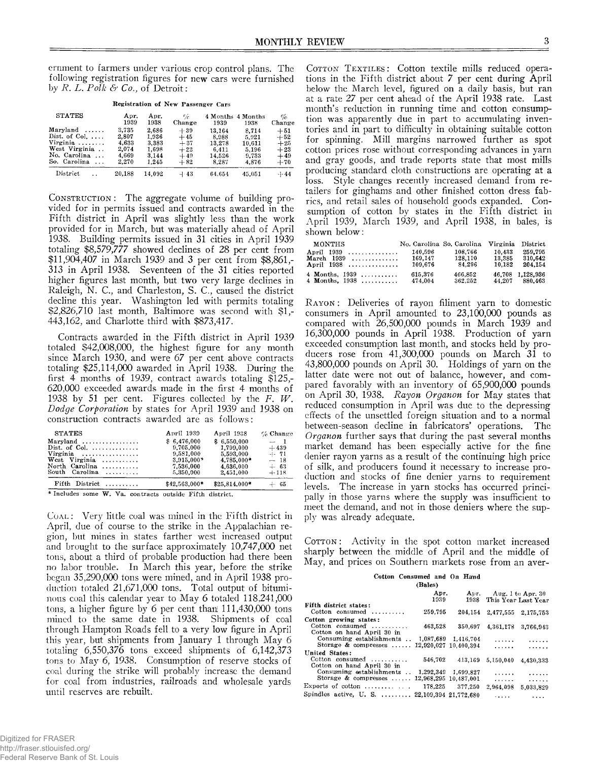ernment to farmers under various crop control plans. The following registration figures for new cars were furnished by *R. L. Polk & Co.*, of Detroit:

**Registration of New Passenger Cars**

| STATES | Apr. 1939 | Apr. 1938 | % Change | 4 Months 1939 | 4 Months 1938 | % Change |
|---|---|---|---|---|---|---|
| Maryland | 3,735 | 2,686 | +39 | 13,164 | 8,714 | +51 |
| Dist. of Col. | 2,807 | 1,936 | +45 | 8,988 | 5,921 | +52 |
| Virginia | 4,633 | 3,383 | +37 | 13,278 | 10,611 | +25 |
| West Virginia | 2,074 | 1,698 | +22 | 6,411 | 5,196 | +23 |
| No. Carolina | 4,669 | 3,144 | +49 | 14,526 | 9,733 | +49 |
| So. Carolina | 2,270 | 1,245 | +82 | 8,287 | 4,876 | +70 |
| District | 20,188 | 14,092 | +43 | 64,654 | 45,051 | +44 |

CONSTRUCTION: The aggregate volume of building provided for in permits issued and contracts awarded in the Fifth district in April was slightly less than the work provided for in March, but was materially ahead of April 1938. Building permits issued in 31 cities in April 1939 totaling $8,579,777 showed declines of 28 per cent from $11,904,407 in March 1939 and 3 per cent from $8,861,-313 in April 1938. Seventeen of the 31 cities reported higher figures last month, but two very large declines in Raleigh, N. C., and Charleston, S. C., caused the district decline this year. Washington led with permits totaling $2,826,710 last month, Baltimore was second with $1,-443,162, and Charlotte third with $873,417.

Contracts awarded in the Fifth district in April 1939 totaled $42,008,000, the highest figure for any month since March 1930, and were 67 per cent above contracts totaling $25,114,000 awarded in April 1938. During the first 4 months of 1939, contract awards totaling $125,-620,000 exceeded awards made in the first 4 months of 1938 by 51 per cent. Figures collected by the *F. W. Dodge Corporation* by states for April 1939 and 1938 on construction contracts awarded are as follows:

| STATES | April 1939 | April 1938 | % Change |
|---|---|---|---|
| Maryland | $ 6,476,000 | $ 6,550,000 | — 1 |
| Dist. of Col. | 9,705,000 | 1,799,000 | +439 |
| Virginia | 9,581,000 | 5,593,000 | + 71 |
| West Virginia | 3,915,000* | 4,785,000* | — 18 |
| North Carolina | 7,536,000 | 4,636,000 | + 63 |
| South Carolina | 5,350,000 | 2,451,000 | +118 |
| Fifth District | $42,563,000* | $25,814,000* | + 65 |

\* Includes some W. Va. contracts outside Fifth district.

COAL: Very little coal was mined in the Fifth district in April, due of course to the strike in the Appalachian region, but mines in states farther west increased output and brought to the surface approximately 10,747,000 net tons, about a third of probable production had there been no labor trouble. In March this year, before the strike began 35,290,000 tons were mined, and in April 1938 production totaled 21,671,000 tons. Total output of bituminous coal this calendar year to May 6 totaled 118,241,000 tons, a higher figure by 6 per cent than 111,430,000 tons mined to the same date in 1938. Shipments of coal through Hampton Roads fell to a very low figure in April this year, but shipments from January 1 through May 6 totaling 6,550,376 tons exceed shipments of 6,142,373 tons to May 6, 1938. Consumption of reserve stocks of coal during the strike will probably increase the demand for coal from industries, railroads and wholesale yards until reserves are rebuilt.

COTTON TEXTILES: Cotton textile mills reduced operations in the Fifth district about 7 per cent during April below the March level, figured on a daily basis, but ran at a rate 27 per cent ahead of the April 1938 rate. Last month's reduction in running time and cotton consumption was apparently due in part to accumulating inventories and in part to difficulty in obtaining suitable cotton for spinning. Mill margins narrowed further as spot cotton prices rose without corresponding advances in yarn and gray goods, and trade reports state that most mills producing standard cloth constructions are operating at a loss. Style changes recently increased demand from retailers for ginghams and other finished cotton dress fabrics, and retail sales of household goods expanded. Consumption of cotton by states in the Fifth district in April 1939, March 1939, and April 1938, in bales, is shown below:

| MONTHS | No. Carolina | So. Carolina | Virginia | District |
|---|---|---|---|---|
| April 1939 | 140,596 | 108,766 | 10,433 | 259,795 |
| March 1939 | 169,147 | 128,110 | 13,385 | 310,642 |
| April 1938 | 109,676 | 84,296 | 10,182 | 204,154 |
| 4 Months, 1939 | 615,376 | 466,852 | 46,708 | 1,128,936 |
| 4 Months, 1938 | 474,004 | 362,252 | 44,207 | 880,463 |

RAYON: Deliveries of rayon filiment yarn to domestic consumers in April amounted to 23,100,000 pounds as compared with 26,500,000 pounds in March 1939 and 16,300,000 pounds in April 1938. Production of yarn exceeded consumption last month, and stocks held by producers rose from 41,300,000 pounds on March 31 to 43,800,000 pounds on April 30. Holdings of yarn on the latter date were not out of balance, however, and compared favorably with an inventory of 65,900,000 pounds on April 30, 1938. *Rayon Organon* for May states that reduced consumption in April was due to the depressing effects of the unsettled foreign situation and to a normal between-season decline in fabricators' operations. The *Organon* further says that during the past several months market demand has been especially active for the fine denier rayon yarns as a result of the continuing high price of silk, and producers found it necessary to increase production and stocks of fine denier yarns to requirement levels. The increase in yarn stocks has occurred principally in those yarns where the supply was insufficient to meet the demand, and not in those deniers where the supply was already adequate.

COTTON: Activity in the spot cotton market increased sharply between the middle of April and the middle of May, and prices on Southern markets rose from an aver-

**Cotton Consumed and On Hand**
(Bales)

| | Apr. 1939 | Apr. 1938 | Aug. 1 to Apr. 30 This Year | Aug. 1 to Apr. 30 Last Year |
|---|---|---|---|---|
| **Fifth district states:** | | | | |
| Cotton consumed | 259,795 | 204,154 | 2,477,555 | 2,175,753 |
| **Cotton growing states:** | | | | |
| Cotton consumed | 463,528 | 350,697 | 4,361,178 | 3,766,943 |
| Cotton on hand April 30 in | | | | |
| Consuming establishments | 1,087,689 | 1,416,704 | ...... | ...... |
| Storage & compresses | 12,920,027 | 10,400,394 | ...... | ...... |
| **United States:** | | | | |
| Cotton consumed | 546,702 | 413,169 | 5,150,040 | 4,430,333 |
| Cotton on hand April 30 in | | | | |
| Consuming establishments | 1,292,349 | 1,699,827 | ...... | ...... |
| Storage & compresses | 12,968,295 | 10,487,001 | ...... | ...... |
| Exports of cotton | 178,225 | 377,250 | 2,964,098 | 5,033,829 |
| Spindles active, U. S. | 22,109,394 | 21,772,680 | ..... | .... |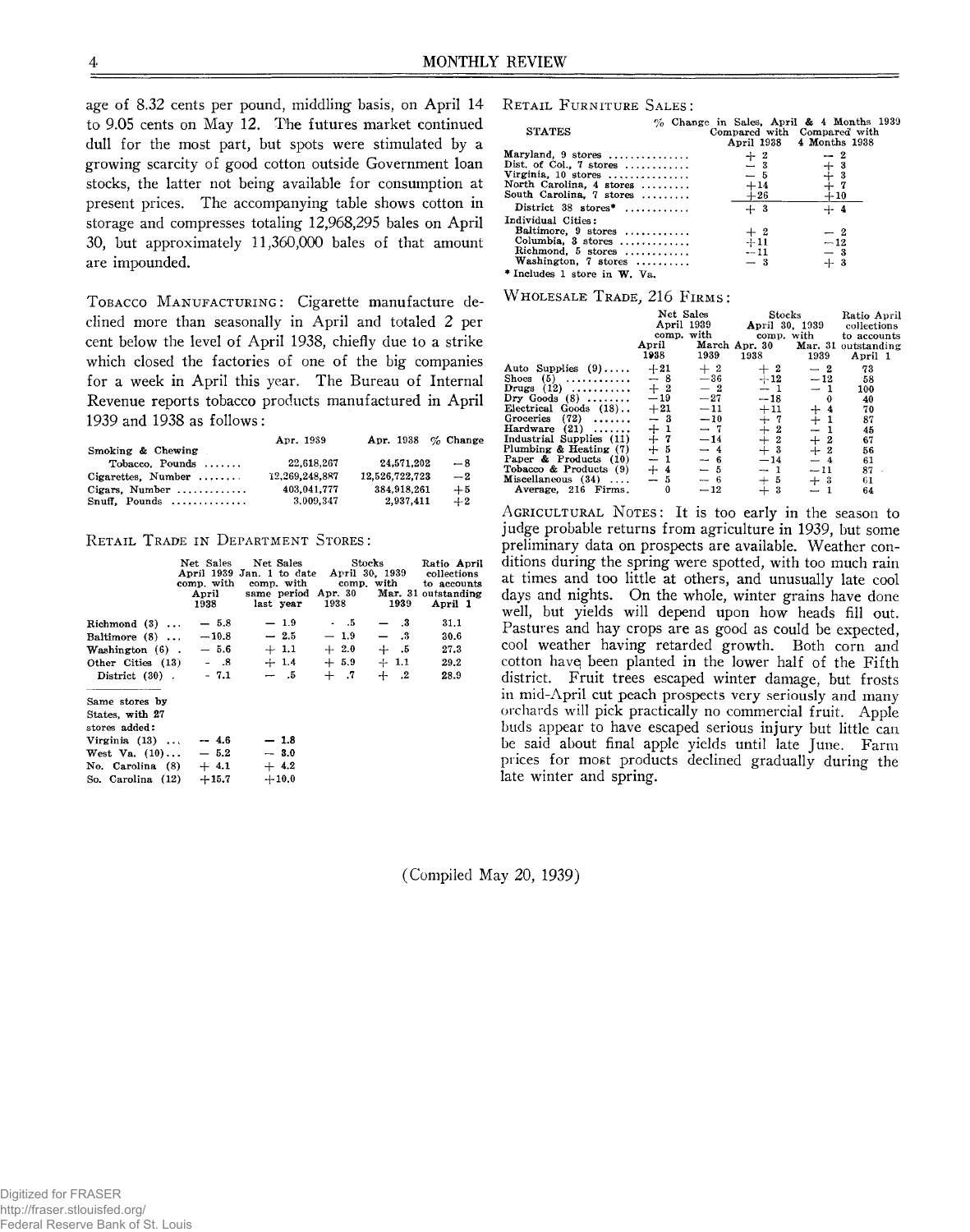age of 8.32 cents per pound, middling basis, on April 14 to 9.05 cents on May 12. The futures market continued dull for the most part, but spots were stimulated by a growing scarcity of good cotton outside Government loan stocks, the latter not being available for consumption at present prices. The accompanying table shows cotton in storage and compresses totaling 12,968,295 bales on April 30, but approximately 11,360,000 bales of that amount are impounded.

Tobacco Manufacturing: Cigarette manufacture declined more than seasonally in April and totaled 2 per cent below the level of April 1938, chiefly due to a strike which closed the factories of one of the big companies for a week in April this year. The Bureau of Internal Revenue reports tobacco products manufactured in April 1939 and 1938 as follows:

| | Apr. 1939 | Apr. 1938 | % Change |
|---|---|---|---|
| Smoking & Chewing | | | |
| Tobacco, Pounds | 22,618,267 | 24,571,202 | —8 |
| Cigarettes, Number | 12,269,248,887 | 12,526,722,723 | —2 |
| Cigars, Number | 403,041,777 | 384,918,261 | +5 |
| Snuff, Pounds | 3,009,347 | 2,937,411 | +2 |

Retail Trade in Department Stores:

| | Net Sales April 1939 comp. with April 1938 | Net Sales Jan. 1 to date comp. with same period last year | Stocks April 30, 1939 comp. with Apr. 30 1938 | Stocks April 30, 1939 comp. with Mar. 31 1939 | Ratio April collections to accounts outstanding April 1 |
|---|---|---|---|---|---|
| Richmond (3) | — 5.8 | — 1.9 | — .5 | — .3 | 31.1 |
| Baltimore (8) | —10.8 | — 2.5 | — 1.9 | — .3 | 30.6 |
| Washington (6) | — 5.6 | + 1.1 | + 2.0 | + .5 | 27.3 |
| Other Cities (13) | — .8 | + 1.4 | + 5.9 | + 1.1 | 29.2 |
| District (30) | — 7.1 | — .5 | + .7 | + .2 | 28.9 |
| Same stores by States, with 27 stores added: | | | | | |
| Virginia (13) | — 4.6 | — 1.8 | | | |
| West Va. (10) | — 5.2 | — 3.0 | | | |
| No. Carolina (8) | + 4.1 | + 4.2 | | | |
| So. Carolina (12) | +15.7 | +10.0 | | | |

Retail Furniture Sales:

| STATES | % Change in Sales, April & 4 Months 1939 Compared with April 1938 | Compared with 4 Months 1938 |
|---|---|---|
| Maryland, 9 stores | + 2 | — 2 |
| Dist. of Col., 7 stores | — 3 | + 3 |
| Virginia, 10 stores | — 5 | + 3 |
| North Carolina, 4 stores | +14 | + 7 |
| South Carolina, 7 stores | +26 | +10 |
| District 38 stores* | + 3 | + 4 |
| Individual Cities: | | |
| Baltimore, 9 stores | + 2 | — 2 |
| Columbia, 3 stores | +11 | —12 |
| Richmond, 5 stores | —11 | — 3 |
| Washington, 7 stores | — 3 | + 3 |

\* Includes 1 store in W. Va.

Wholesale Trade, 216 Firms:

| | Net Sales April 1939 comp. with April 1938 | Net Sales April 1939 comp. with March 1939 | Stocks April 30, 1939 comp. with Apr. 30 1938 | Stocks April 30, 1939 comp. with Mar. 31 1939 | Ratio April collections to accounts outstanding April 1 |
|---|---|---|---|---|---|
| Auto Supplies (9) | +21 | + 2 | + 2 | — 2 | 73 |
| Shoes (5) | — 8 | —36 | +12 | —12 | 58 |
| Drugs (12) | + 2 | — 2 | — 1 | — 1 | 100 |
| Dry Goods (8) | —19 | —27 | —18 | 0 | 40 |
| Electrical Goods (18) | +21 | —11 | +11 | + 4 | 70 |
| Groceries (72) | — 3 | —10 | + 7 | + 1 | 87 |
| Hardware (21) | + 1 | — 7 | + 2 | — 1 | 45 |
| Industrial Supplies (11) | + 7 | —14 | + 2 | + 2 | 67 |
| Plumbing & Heating (7) | + 5 | — 4 | + 3 | + 2 | 56 |
| Paper & Products (10) | — 1 | — 6 | —14 | — 4 | 61 |
| Tobacco & Products (9) | + 4 | — 5 | — 1 | —11 | 87 |
| Miscellaneous (34) | — 5 | — 6 | + 5 | + 3 | 61 |
| Average, 216 Firms | 0 | —12 | + 3 | — 1 | 64 |

Agricultural Notes: It is too early in the season to judge probable returns from agriculture in 1939, but some preliminary data on prospects are available. Weather conditions during the spring were spotted, with too much rain at times and too little at others, and unusually late cool days and nights. On the whole, winter grains have done well, but yields will depend upon how heads fill out. Pastures and hay crops are as good as could be expected, cool weather having retarded growth. Both corn and cotton have been planted in the lower half of the Fifth district. Fruit trees escaped winter damage, but frosts in mid-April cut peach prospects very seriously and many orchards will pick practically no commercial fruit. Apple buds appear to have escaped serious injury but little can be said about final apple yields until late June. Farm prices for most products declined gradually during the late winter and spring.

(Compiled May 20, 1939)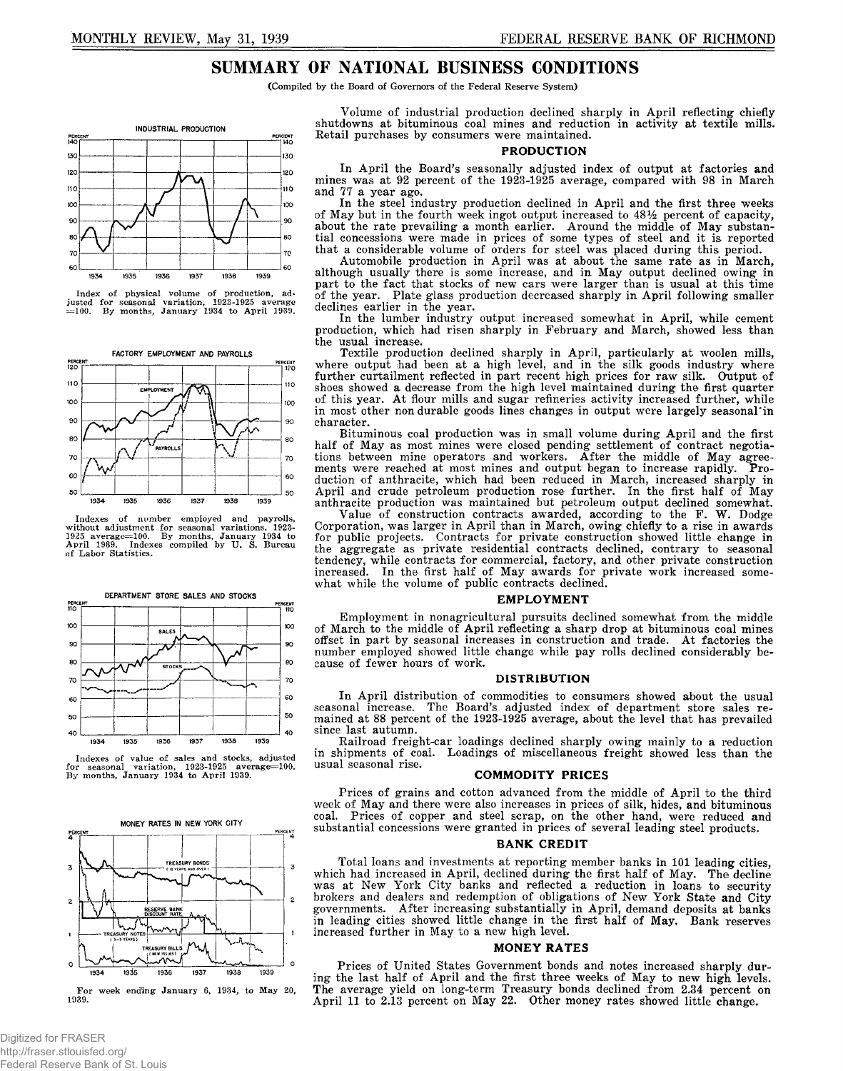# SUMMARY OF NATIONAL BUSINESS CONDITIONS

(Compiled by the Board of Governors of the Federal Reserve System)

INDUSTRIAL PRODUCTION

PERCENT
140
130
120
110
100
90
80
70
60
1934 1935 1936 1937 1938 1939

Index of physical volume of production, adjusted for seasonal variation, 1923-1925 average =100. By months, January 1934 to April 1939.

FACTORY EMPLOYMENT AND PAYROLLS

PERCENT
120
110
100
90
80
70
60
50
EMPLOYMENT
PAYROLLS
1934 1935 1936 1937 1938 1939

Indexes of number employed and payrolls, without adjustment for seasonal variations, 1923-1925 average=100. By months, January 1934 to April 1939. Indexes compiled by U. S. Bureau of Labor Statistics.

DEPARTMENT STORE SALES AND STOCKS

PERCENT
110
100
90
80
70
60
50
40
SALES
STOCKS
1934 1935 1936 1937 1938 1939

Indexes of value of sales and stocks, adjusted for seasonal variation, 1923-1925 average=100. By months, January 1934 to April 1939.

MONEY RATES IN NEW YORK CITY

PERCENT
4
3
2
1
0
TREASURY BONDS (15 YEARS AND OVER)
RESERVE BANK DISCOUNT RATE
TREASURY NOTES (3-5 YEARS)
TREASURY BILLS (NEW ISSUES)
1934 1935 1936 1937 1938 1939

For week ending January 6, 1934, to May 20, 1939.

Volume of industrial production declined sharply in April reflecting chiefly shutdowns at bituminous coal mines and reduction in activity at textile mills. Retail purchases by consumers were maintained.

## PRODUCTION

In April the Board's seasonally adjusted index of output at factories and mines was at 92 percent of the 1923-1925 average, compared with 98 in March and 77 a year ago.

In the steel industry production declined in April and the first three weeks of May but in the fourth week ingot output increased to 48½ percent of capacity, about the rate prevailing a month earlier. Around the middle of May substantial concessions were made in prices of some types of steel and it is reported that a considerable volume of orders for steel was placed during this period.

Automobile production in April was at about the same rate as in March, although usually there is some increase, and in May output declined owing in part to the fact that stocks of new cars were larger than is usual at this time of the year. Plate glass production decreased sharply in April following smaller declines earlier in the year.

In the lumber industry output increased somewhat in April, while cement production, which had risen sharply in February and March, showed less than the usual increase.

Textile production declined sharply in April, particularly at woolen mills, where output had been at a high level, and in the silk goods industry where further curtailment reflected in part recent high prices for raw silk. Output of shoes showed a decrease from the high level maintained during the first quarter of this year. At flour mills and sugar refineries activity increased further, while in most other non durable goods lines changes in output were largely seasonal in character.

Bituminous coal production was in small volume during April and the first half of May as most mines were closed pending settlement of contract negotiations between mine operators and workers. After the middle of May agreements were reached at most mines and output began to increase rapidly. Production of anthracite, which had been reduced in March, increased sharply in April and crude petroleum production rose further. In the first half of May anthracite production was maintained but petroleum output declined somewhat.

Value of construction contracts awarded, according to the F. W. Dodge Corporation, was larger in April than in March, owing chiefly to a rise in awards for public projects. Contracts for private construction showed little change in the aggregate as private residential contracts declined, contrary to seasonal tendency, while contracts for commercial, factory, and other private construction increased. In the first half of May awards for private work increased somewhat while the volume of public contracts declined.

## EMPLOYMENT

Employment in nonagricultural pursuits declined somewhat from the middle of March to the middle of April reflecting a sharp drop at bituminous coal mines offset in part by seasonal increases in construction and trade. At factories the number employed showed little change while pay rolls declined considerably because of fewer hours of work.

## DISTRIBUTION

In April distribution of commodities to consumers showed about the usual seasonal increase. The Board's adjusted index of department store sales remained at 88 percent of the 1923-1925 average, about the level that has prevailed since last autumn.

Railroad freight-car loadings declined sharply owing mainly to a reduction in shipments of coal. Loadings of miscellaneous freight showed less than the usual seasonal rise.

## COMMODITY PRICES

Prices of grains and cotton advanced from the middle of April to the third week of May and there were also increases in prices of silk, hides, and bituminous coal. Prices of copper and steel scrap, on the other hand, were reduced and substantial concessions were granted in prices of several leading steel products.

## BANK CREDIT

Total loans and investments at reporting member banks in 101 leading cities, which had increased in April, declined during the first half of May. The decline was at New York City banks and reflected a reduction in loans to security brokers and dealers and redemption of obligations of New York State and City governments. After increasing substantially in April, demand deposits at banks in leading cities showed little change in the first half of May. Bank reserves increased further in May to a new high level.

## MONEY RATES

Prices of United States Government bonds and notes increased sharply during the last half of April and the first three weeks of May to new high levels. The average yield on long-term Treasury bonds declined from 2.34 percent on April 11 to 2.13 percent on May 22. Other money rates showed little change.